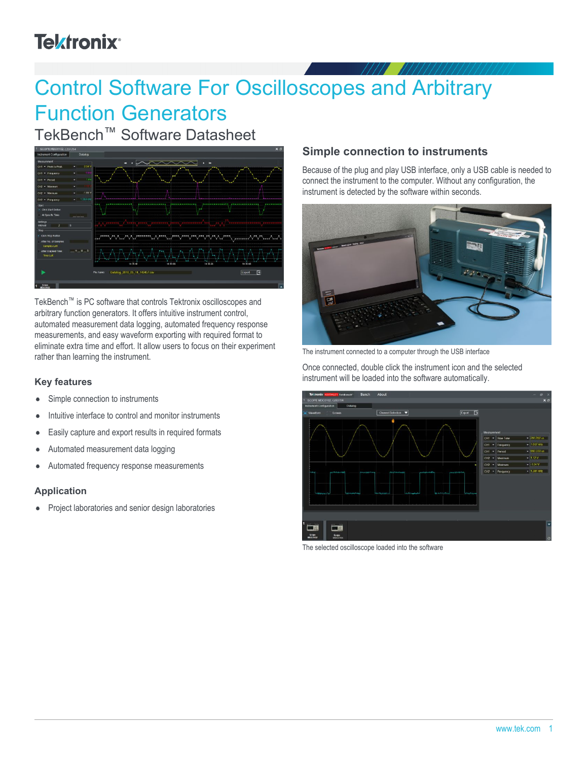# Control Software For Oscilloscopes and Arbitrary Function Generators

## TekBench™ Software Datasheet

TekBench™ is PC software that controls Tektronix oscilloscopes and arbitrary function generators. It offers intuitive instrument control, automated measurement data logging, automated frequency response measurements, and easy waveform exporting with required format to eliminate extra time and effort. It allow users to focus on their experiment rather than learning the instrument.

### Key features

- Simple connection to instruments
- Intuitive interface to control and monitor instruments
- Easily capture and export results in required formats
- Automated measurement data logging
- Automated frequency response measurements

### Application

- Project laboratories and senior design laboratories

### Simple connection to instruments

Because of the plug and play USB interface, only a USB cable is needed to connect the instrument to the computer. Without any configuration, the instrument is detected by the software within seconds.

The instrument connected to a computer through the USB interface

Once connected, double click the instrument icon and the selected instrument will be loaded into the software automatically.

The selected oscilloscope loaded into the software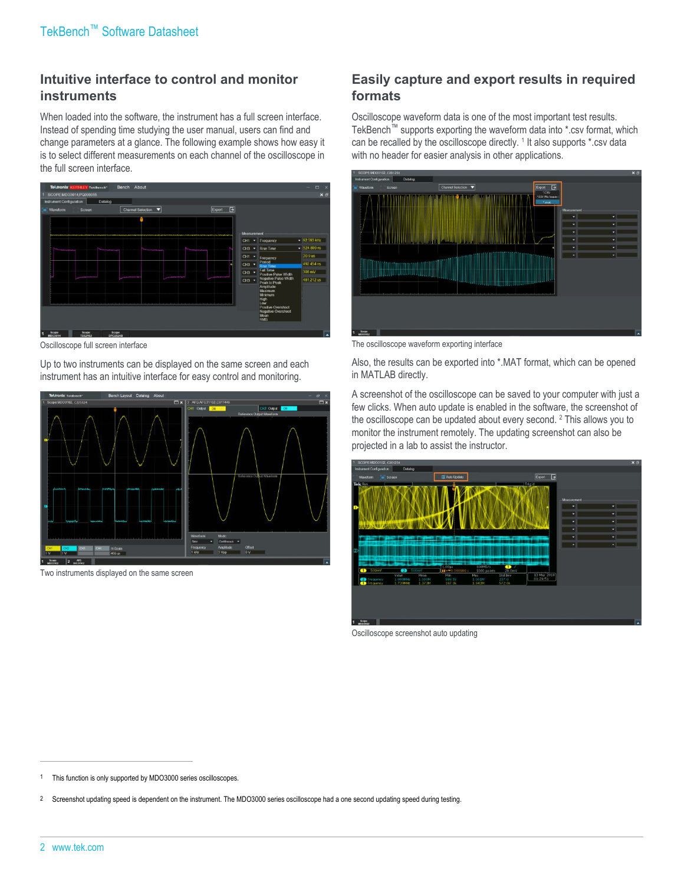## Intuitive interface to control and monitor instruments

When loaded into the software, the instrument has a full screen interface. Instead of spending time studying the user manual, users can find and change parameters at a glance. The following example shows how easy it is to select different measurements on each channel of the oscilloscope in the full screen interface.

Oscilloscope full screen interface

Up to two instruments can be displayed on the same screen and each instrument has an intuitive interface for easy control and monitoring.

Two instruments displayed on the same screen

## Easily capture and export results in required formats

Oscilloscope waveform data is one of the most important test results. TekBench™ supports exporting the waveform data into *.csv format, which can be recalled by the oscilloscope directly. [1] It also supports *.csv data with no header for easier analysis in other applications.

The oscilloscope waveform exporting interface

Also, the results can be exported into *.MAT format, which can be opened in MATLAB directly.

A screenshot of the oscilloscope can be saved to your computer with just a few clicks. When auto update is enabled in the software, the screenshot of the oscilloscope can be updated about every second. [2] This allows you to monitor the instrument remotely. The updating screenshot can also be projected in a lab to assist the instructor.

Oscilloscope screenshot auto updating

---

1 This function is only supported by MDO3000 series oscilloscopes.

2 Screenshot updating speed is dependent on the instrument. The MDO3000 series oscilloscope had a one second updating speed during testing.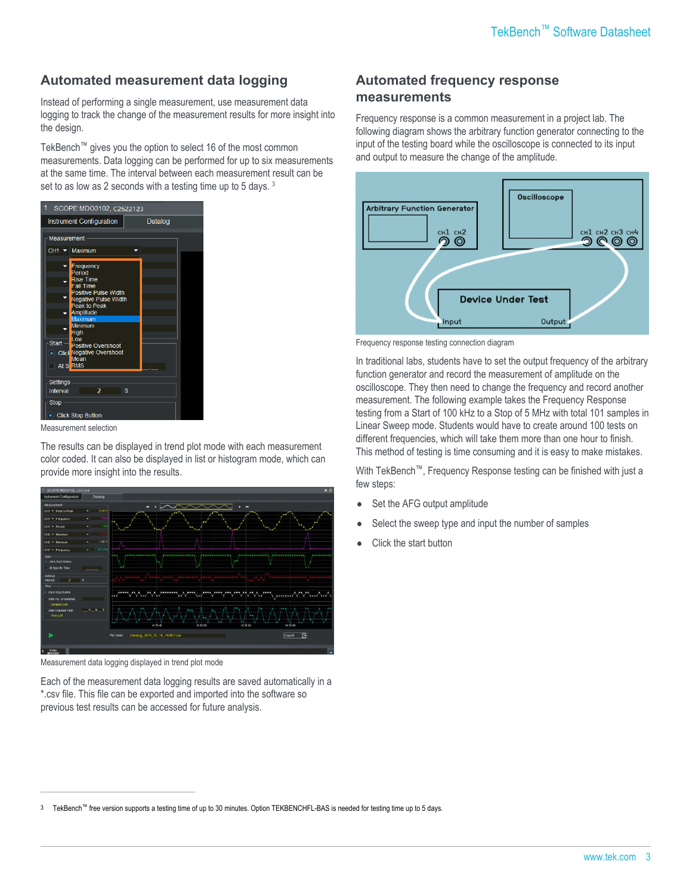## Automated measurement data logging

Instead of performing a single measurement, use measurement data logging to track the change of the measurement results for more insight into the design.

TekBench™ gives you the option to select 16 of the most common measurements. Data logging can be performed for up to six measurements at the same time. The interval between each measurement result can be set to as low as 2 seconds with a testing time up to 5 days. [3]

Measurement selection

The results can be displayed in trend plot mode with each measurement color coded. It can also be displayed in list or histogram mode, which can provide more insight into the results.

Measurement data logging displayed in trend plot mode

Each of the measurement data logging results are saved automatically in a *.csv file. This file can be exported and imported into the software so previous test results can be accessed for future analysis.

## Automated frequency response measurements

Frequency response is a common measurement in a project lab. The following diagram shows the arbitrary function generator connecting to the input of the testing board while the oscilloscope is connected to its input and output to measure the change of the amplitude.

Frequency response testing connection diagram

In traditional labs, students have to set the output frequency of the arbitrary function generator and record the measurement of amplitude on the oscilloscope. They then need to change the frequency and record another measurement. The following example takes the Frequency Response testing from a Start of 100 kHz to a Stop of 5 MHz with total 101 samples in Linear Sweep mode. Students would have to create around 100 tests on different frequencies, which will take them more than one hour to finish. This method of testing is time consuming and it is easy to make mistakes.

With TekBench™, Frequency Response testing can be finished with just a few steps:

- Set the AFG output amplitude
- Select the sweep type and input the number of samples
- Click the start button

---

[3] TekBench™ free version supports a testing time of up to 30 minutes. Option TEKBENCHFL-BAS is needed for testing time up to 5 days.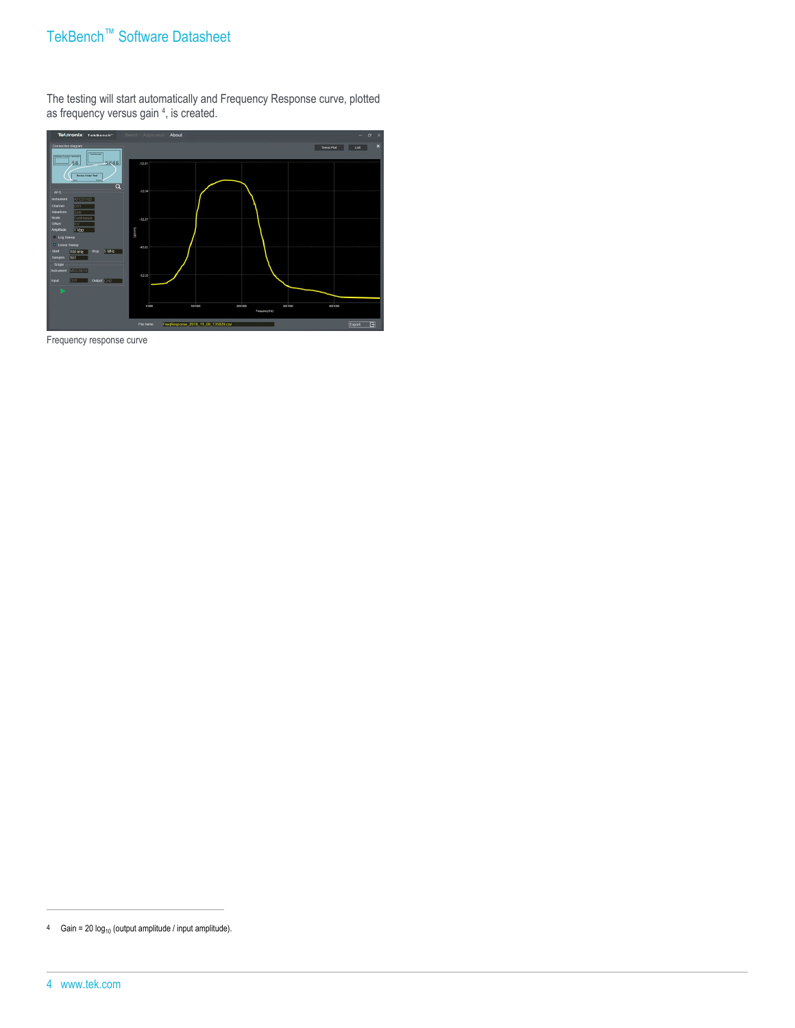The testing will start automatically and Frequency Response curve, plotted as frequency versus gain [4], is created.

Frequency response curve

[4] Gain = 20 $\log_{10}$ (output amplitude / input amplitude).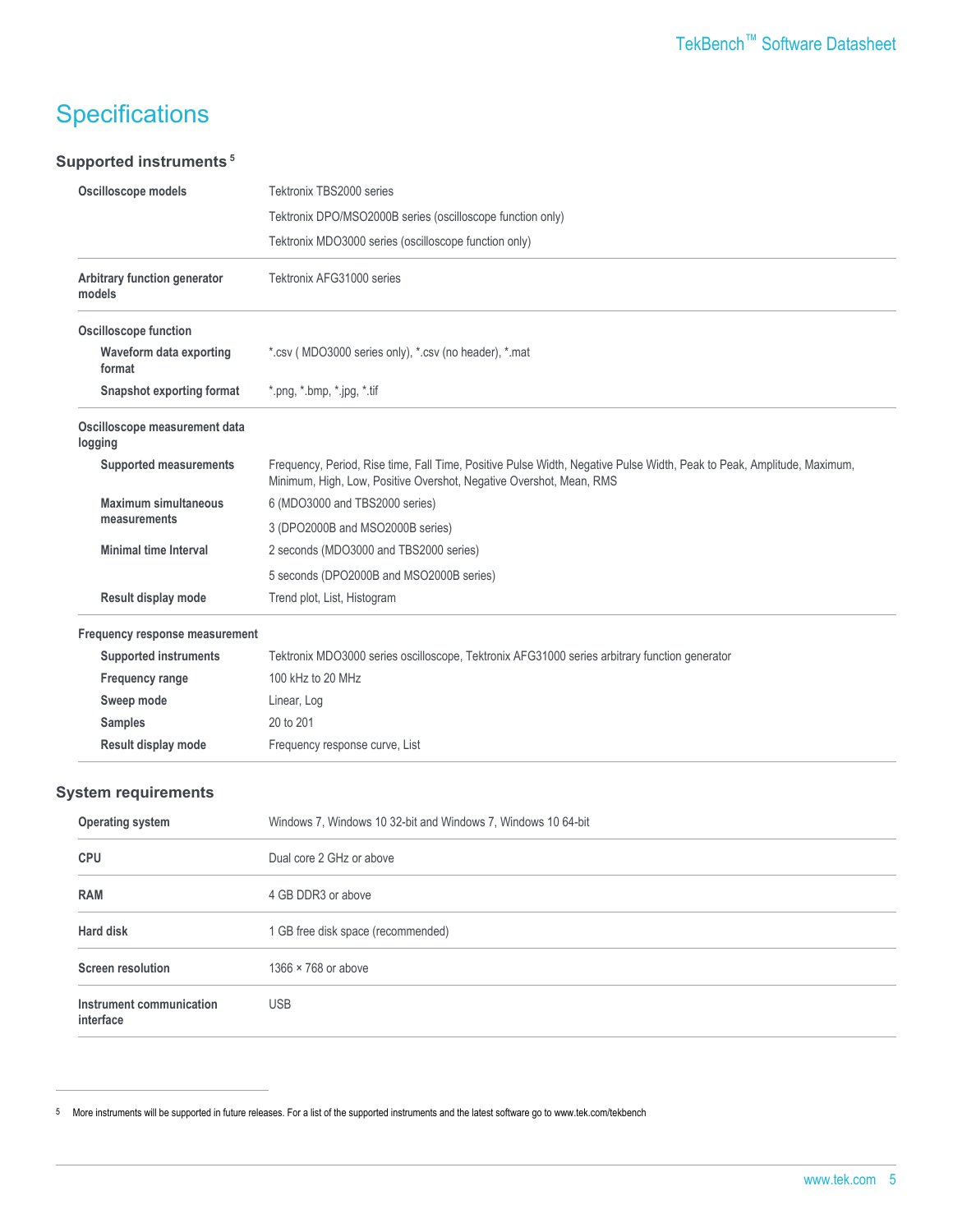# Specifications

## Supported instruments[5]

| | |
|---|---|
| **Oscilloscope models** | Tektronix TBS2000 series |
| | Tektronix DPO/MSO2000B series (oscilloscope function only) |
| | Tektronix MDO3000 series (oscilloscope function only) |
| **Arbitrary function generator models** | Tektronix AFG31000 series |
| **Oscilloscope function** | |
| **Waveform data exporting format** | *.csv ( MDO3000 series only), *.csv (no header), *.mat |
| **Snapshot exporting format** | *.png, *.bmp, *.jpg, *.tif |
| **Oscilloscope measurement data logging** | |
| **Supported measurements** | Frequency, Period, Rise time, Fall Time, Positive Pulse Width, Negative Pulse Width, Peak to Peak, Amplitude, Maximum, Minimum, High, Low, Positive Overshot, Negative Overshot, Mean, RMS |
| **Maximum simultaneous measurements** | 6 (MDO3000 and TBS2000 series) |
| | 3 (DPO2000B and MSO2000B series) |
| **Minimal time Interval** | 2 seconds (MDO3000 and TBS2000 series) |
| | 5 seconds (DPO2000B and MSO2000B series) |
| **Result display mode** | Trend plot, List, Histogram |
| **Frequency response measurement** | |
| **Supported instruments** | Tektronix MDO3000 series oscilloscope, Tektronix AFG31000 series arbitrary function generator |
| **Frequency range** | 100 kHz to 20 MHz |
| **Sweep mode** | Linear, Log |
| **Samples** | 20 to 201 |
| **Result display mode** | Frequency response curve, List |

## System requirements

| | |
|---|---|
| **Operating system** | Windows 7, Windows 10 32-bit and Windows 7, Windows 10 64-bit |
| **CPU** | Dual core 2 GHz or above |
| **RAM** | 4 GB DDR3 or above |
| **Hard disk** | 1 GB free disk space (recommended) |
| **Screen resolution** | 1366 × 768 or above |
| **Instrument communication interface** | USB |

[5] More instruments will be supported in future releases. For a list of the supported instruments and the latest software go to www.tek.com/tekbench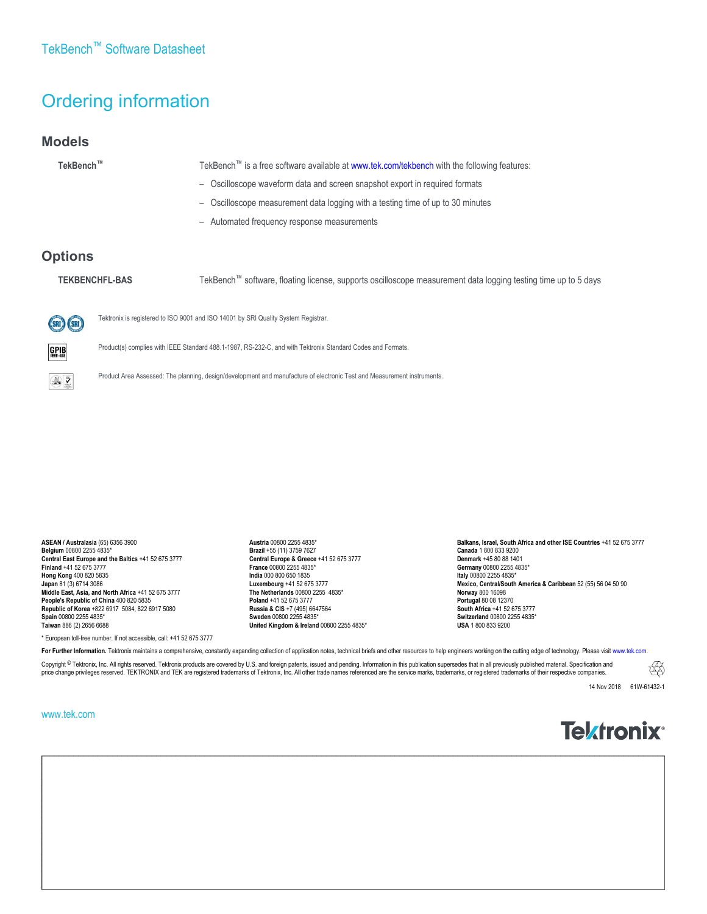# Ordering information

## Models

| | |
|---|---|
| **TekBench™** | TekBench™ is a free software available at www.tek.com/tekbench with the following features:<br>– Oscilloscope waveform data and screen snapshot export in required formats<br>– Oscilloscope measurement data logging with a testing time of up to 30 minutes<br>– Automated frequency response measurements |

## Options

| | |
|---|---|
| **TEKBENCHFL-BAS** | TekBench™ software, floating license, supports oscilloscope measurement data logging testing time up to 5 days |

Tektronix is registered to ISO 9001 and ISO 14001 by SRI Quality System Registrar.

Product(s) complies with IEEE Standard 488.1-1987, RS-232-C, and with Tektronix Standard Codes and Formats.

Product Area Assessed: The planning, design/development and manufacture of electronic Test and Measurement instruments.

**ASEAN / Australasia** (65) 6356 3900
**Belgium** 00800 2255 4835*
**Central East Europe and the Baltics** +41 52 675 3777
**Finland** +41 52 675 3777
**Hong Kong** 400 820 5835
**Japan** 81 (3) 6714 3086
**Middle East, Asia, and North Africa** +41 52 675 3777
**People's Republic of China** 400 820 5835
**Republic of Korea** +822 6917 5084, 822 6917 5080
**Spain** 00800 2255 4835*
**Taiwan** 886 (2) 2656 6688

**Austria** 00800 2255 4835*
**Brazil** +55 (11) 3759 7627
**Central Europe & Greece** +41 52 675 3777
**France** 00800 2255 4835*
**India** 000 800 650 1835
**Luxembourg** +41 52 675 3777
**The Netherlands** 00800 2255 4835*
**Poland** +41 52 675 3777
**Russia & CIS** +7 (495) 6647564
**Sweden** 00800 2255 4835*
**United Kingdom & Ireland** 00800 2255 4835*

**Balkans, Israel, South Africa and other ISE Countries** +41 52 675 3777
**Canada** 1 800 833 9200
**Denmark** +45 80 88 1401
**Germany** 00800 2255 4835*
**Italy** 00800 2255 4835*
**Mexico, Central/South America & Caribbean** 52 (55) 56 04 50 90
**Norway** 800 16098
**Portugal** 80 08 12370
**South Africa** +41 52 675 3777
**Switzerland** 00800 2255 4835*
**USA** 1 800 833 9200

* European toll-free number. If not accessible, call: +41 52 675 3777

**For Further Information.** Tektronix maintains a comprehensive, constantly expanding collection of application notes, technical briefs and other resources to help engineers working on the cutting edge of technology. Please visit www.tek.com.

Copyright © Tektronix, Inc. All rights reserved. Tektronix products are covered by U.S. and foreign patents, issued and pending. Information in this publication supersedes that in all previously published material. Specification and price change privileges reserved. TEKTRONIX and TEK are registered trademarks of Tektronix, Inc. All other trade names referenced are the service marks, trademarks, or registered trademarks of their respective companies.

14 Nov 2018 61W-61432-1

www.tek.com